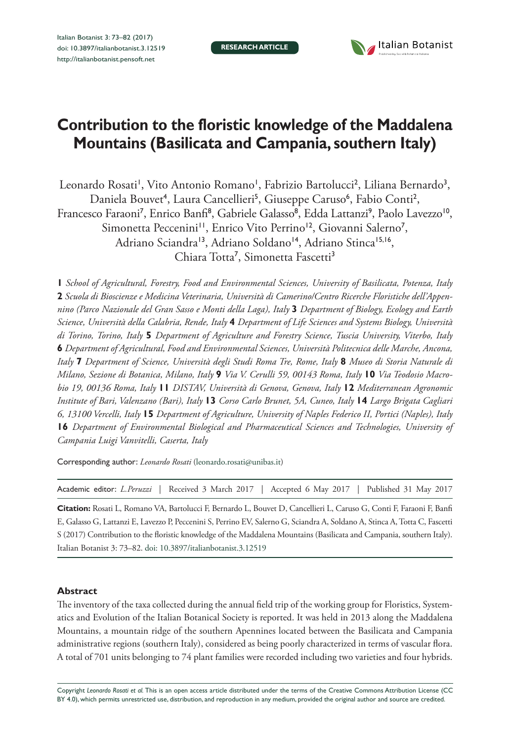RESEARCH ARTICLE

# Contribution to the floristic knowledge of the Maddalena Mountains (Basilicata and Campania, southern Italy)

Leonardo Rosati[1], Vito Antonio Romano[1], Fabrizio Bartolucci[2], Liliana Bernardo[3], Daniela Bouvet[4], Laura Cancellieri[5], Giuseppe Caruso[6], Fabio Conti[2], Francesco Faraoni[7], Enrico Banfi[8], Gabriele Galasso[8], Edda Lattanzi[9], Paolo Lavezzo[10], Simonetta Peccenini[11], Enrico Vito Perrino[12], Giovanni Salerno[7], Adriano Sciandra[13], Adriano Soldano[14], Adriano Stinca[15,16], Chiara Totta[7], Simonetta Fascetti[3]

**1** *School of Agricultural, Forestry, Food and Environmental Sciences, University of Basilicata, Potenza, Italy* **2** *Scuola di Bioscienze e Medicina Veterinaria, Università di Camerino/Centro Ricerche Floristiche dell'Appennino (Parco Nazionale del Gran Sasso e Monti della Laga), Italy* **3** *Department of Biology, Ecology and Earth Science, Università della Calabria, Rende, Italy* **4** *Department of Life Sciences and Systems Biology, Università di Torino, Torino, Italy* **5** *Department of Agriculture and Forestry Science, Tuscia University, Viterbo, Italy* **6** *Department of Agricultural, Food and Environmental Sciences, Università Politecnica delle Marche, Ancona, Italy* **7** *Department of Science, Università degli Studi Roma Tre, Rome, Italy* **8** *Museo di Storia Naturale di Milano, Sezione di Botanica, Milano, Italy* **9** *Via V. Cerulli 59, 00143 Roma, Italy* **10** *Via Teodosio Macrobio 19, 00136 Roma, Italy* **11** *DISTAV, Università di Genova, Genova, Italy* **12** *Mediterranean Agronomic Institute of Bari, Valenzano (Bari), Italy* **13** *Corso Carlo Brunet, 5A, Cuneo, Italy* **14** *Largo Brigata Cagliari 6, 13100 Vercelli, Italy* **15** *Department of Agriculture, University of Naples Federico II, Portici (Naples), Italy* **16** *Department of Environmental Biological and Pharmaceutical Sciences and Technologies, University of Campania Luigi Vanvitelli, Caserta, Italy*

Corresponding author: *Leonardo Rosati* (leonardo.rosati@unibas.it)

Academic editor: *L.Peruzzi* | Received 3 March 2017 | Accepted 6 May 2017 | Published 31 May 2017

**Citation:** Rosati L, Romano VA, Bartolucci F, Bernardo L, Bouvet D, Cancellieri L, Caruso G, Conti F, Faraoni F, Banfi E, Galasso G, Lattanzi E, Lavezzo P, Peccenini S, Perrino EV, Salerno G, Sciandra A, Soldano A, Stinca A, Totta C, Fascetti S (2017) Contribution to the floristic knowledge of the Maddalena Mountains (Basilicata and Campania, southern Italy). Italian Botanist 3: 73–82. doi: 10.3897/italianbotanist.3.12519

## Abstract

The inventory of the taxa collected during the annual field trip of the working group for Floristics, Systematics and Evolution of the Italian Botanical Society is reported. It was held in 2013 along the Maddalena Mountains, a mountain ridge of the southern Apennines located between the Basilicata and Campania administrative regions (southern Italy), considered as being poorly characterized in terms of vascular flora. A total of 701 units belonging to 74 plant families were recorded including two varieties and four hybrids.

Copyright *Leonardo Rosati et al.* This is an open access article distributed under the terms of the Creative Commons Attribution License (CC BY 4.0), which permits unrestricted use, distribution, and reproduction in any medium, provided the original author and source are credited.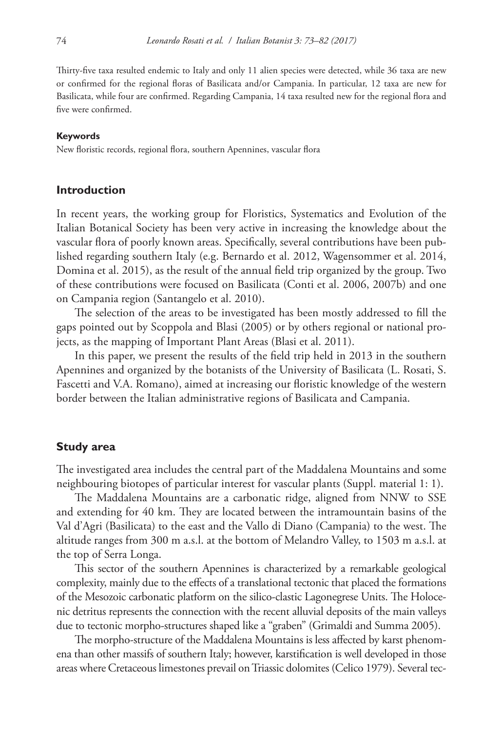Thirty-five taxa resulted endemic to Italy and only 11 alien species were detected, while 36 taxa are new or confirmed for the regional floras of Basilicata and/or Campania. In particular, 12 taxa are new for Basilicata, while four are confirmed. Regarding Campania, 14 taxa resulted new for the regional flora and five were confirmed.

#### Keywords

New floristic records, regional flora, southern Apennines, vascular flora

## Introduction

In recent years, the working group for Floristics, Systematics and Evolution of the Italian Botanical Society has been very active in increasing the knowledge about the vascular flora of poorly known areas. Specifically, several contributions have been published regarding southern Italy (e.g. Bernardo et al. 2012, Wagensommer et al. 2014, Domina et al. 2015), as the result of the annual field trip organized by the group. Two of these contributions were focused on Basilicata (Conti et al. 2006, 2007b) and one on Campania region (Santangelo et al. 2010).

The selection of the areas to be investigated has been mostly addressed to fill the gaps pointed out by Scoppola and Blasi (2005) or by others regional or national projects, as the mapping of Important Plant Areas (Blasi et al. 2011).

In this paper, we present the results of the field trip held in 2013 in the southern Apennines and organized by the botanists of the University of Basilicata (L. Rosati, S. Fascetti and V.A. Romano), aimed at increasing our floristic knowledge of the western border between the Italian administrative regions of Basilicata and Campania.

## Study area

The investigated area includes the central part of the Maddalena Mountains and some neighbouring biotopes of particular interest for vascular plants (Suppl. material 1: 1).

The Maddalena Mountains are a carbonatic ridge, aligned from NNW to SSE and extending for 40 km. They are located between the intramountain basins of the Val d'Agri (Basilicata) to the east and the Vallo di Diano (Campania) to the west. The altitude ranges from 300 m a.s.l. at the bottom of Melandro Valley, to 1503 m a.s.l. at the top of Serra Longa.

This sector of the southern Apennines is characterized by a remarkable geological complexity, mainly due to the effects of a translational tectonic that placed the formations of the Mesozoic carbonatic platform on the silico-clastic Lagonegrese Units. The Holocenic detritus represents the connection with the recent alluvial deposits of the main valleys due to tectonic morpho-structures shaped like a "graben" (Grimaldi and Summa 2005).

The morpho-structure of the Maddalena Mountains is less affected by karst phenomena than other massifs of southern Italy; however, karstification is well developed in those areas where Cretaceous limestones prevail on Triassic dolomites (Celico 1979). Several tec-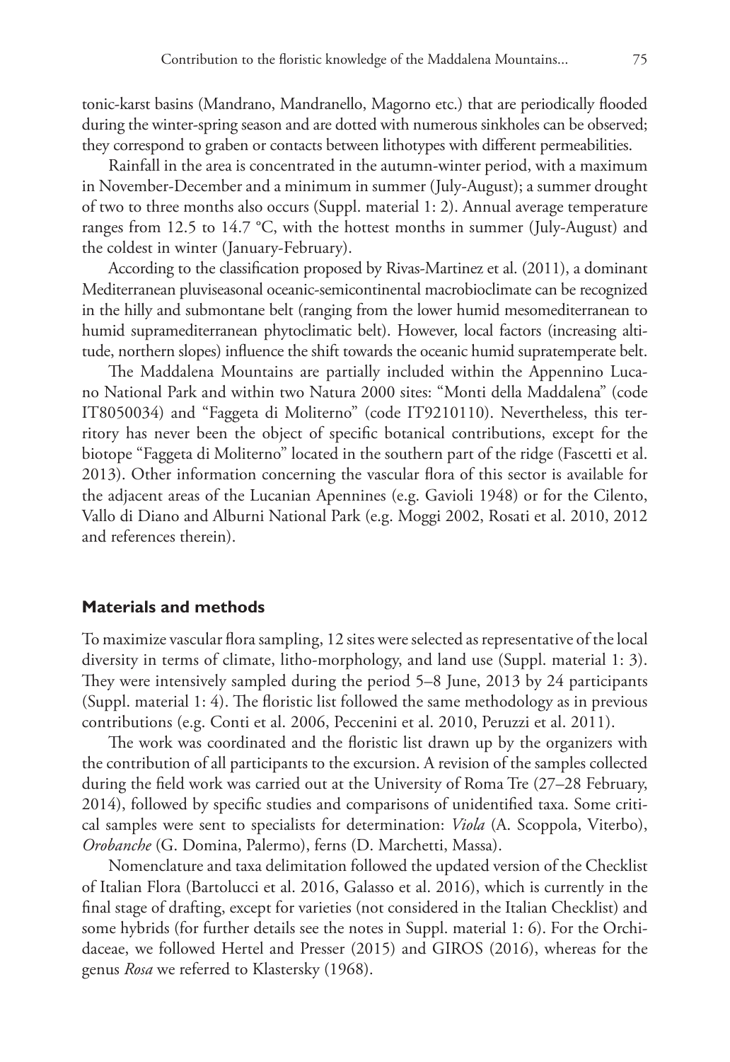tonic-karst basins (Mandrano, Mandranello, Magorno etc.) that are periodically flooded during the winter-spring season and are dotted with numerous sinkholes can be observed; they correspond to graben or contacts between lithotypes with different permeabilities.

Rainfall in the area is concentrated in the autumn-winter period, with a maximum in November-December and a minimum in summer (July-August); a summer drought of two to three months also occurs (Suppl. material 1: 2). Annual average temperature ranges from 12.5 to 14.7 °C, with the hottest months in summer (July-August) and the coldest in winter (January-February).

According to the classification proposed by Rivas-Martinez et al. (2011), a dominant Mediterranean pluviseasonal oceanic-semicontinental macrobioclimate can be recognized in the hilly and submontane belt (ranging from the lower humid mesomediterranean to humid supramediterranean phytoclimatic belt). However, local factors (increasing altitude, northern slopes) influence the shift towards the oceanic humid supratemperate belt.

The Maddalena Mountains are partially included within the Appennino Lucano National Park and within two Natura 2000 sites: "Monti della Maddalena" (code IT8050034) and "Faggeta di Moliterno" (code IT9210110). Nevertheless, this territory has never been the object of specific botanical contributions, except for the biotope "Faggeta di Moliterno" located in the southern part of the ridge (Fascetti et al. 2013). Other information concerning the vascular flora of this sector is available for the adjacent areas of the Lucanian Apennines (e.g. Gavioli 1948) or for the Cilento, Vallo di Diano and Alburni National Park (e.g. Moggi 2002, Rosati et al. 2010, 2012 and references therein).

## Materials and methods

To maximize vascular flora sampling, 12 sites were selected as representative of the local diversity in terms of climate, litho-morphology, and land use (Suppl. material 1: 3). They were intensively sampled during the period 5–8 June, 2013 by 24 participants (Suppl. material 1: 4). The floristic list followed the same methodology as in previous contributions (e.g. Conti et al. 2006, Peccenini et al. 2010, Peruzzi et al. 2011).

The work was coordinated and the floristic list drawn up by the organizers with the contribution of all participants to the excursion. A revision of the samples collected during the field work was carried out at the University of Roma Tre (27–28 February, 2014), followed by specific studies and comparisons of unidentified taxa. Some critical samples were sent to specialists for determination: *Viola* (A. Scoppola, Viterbo), *Orobanche* (G. Domina, Palermo), ferns (D. Marchetti, Massa).

Nomenclature and taxa delimitation followed the updated version of the Checklist of Italian Flora (Bartolucci et al. 2016, Galasso et al. 2016), which is currently in the final stage of drafting, except for varieties (not considered in the Italian Checklist) and some hybrids (for further details see the notes in Suppl. material 1: 6). For the Orchidaceae, we followed Hertel and Presser (2015) and GIROS (2016), whereas for the genus *Rosa* we referred to Klastersky (1968).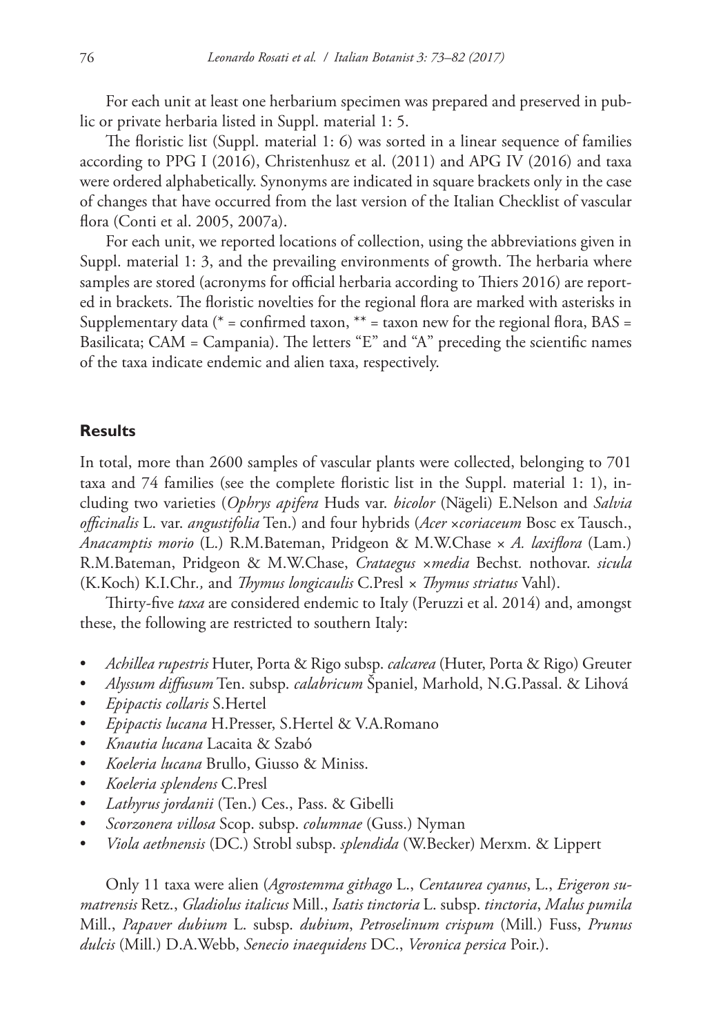For each unit at least one herbarium specimen was prepared and preserved in public or private herbaria listed in Suppl. material 1: 5.

The floristic list (Suppl. material 1: 6) was sorted in a linear sequence of families according to PPG I (2016), Christenhusz et al. (2011) and APG IV (2016) and taxa were ordered alphabetically. Synonyms are indicated in square brackets only in the case of changes that have occurred from the last version of the Italian Checklist of vascular flora (Conti et al. 2005, 2007a).

For each unit, we reported locations of collection, using the abbreviations given in Suppl. material 1: 3, and the prevailing environments of growth. The herbaria where samples are stored (acronyms for official herbaria according to Thiers 2016) are reported in brackets. The floristic novelties for the regional flora are marked with asterisks in Supplementary data (* = confirmed taxon, ** = taxon new for the regional flora, BAS = Basilicata; CAM = Campania). The letters "E" and "A" preceding the scientific names of the taxa indicate endemic and alien taxa, respectively.

## Results

In total, more than 2600 samples of vascular plants were collected, belonging to 701 taxa and 74 families (see the complete floristic list in the Suppl. material 1: 1), including two varieties (*Ophrys apifera* Huds var. *bicolor* (Nägeli) E.Nelson and *Salvia officinalis* L. var. *angustifolia* Ten.) and four hybrids (*Acer* ×*coriaceum* Bosc ex Tausch., *Anacamptis morio* (L.) R.M.Bateman, Pridgeon & M.W.Chase × *A. laxiflora* (Lam.) R.M.Bateman, Pridgeon & M.W.Chase, *Crataegus* ×*media* Bechst. nothovar. *sicula* (K.Koch) K.I.Chr*.,* and *Thymus longicaulis* C.Presl × *Thymus striatus* Vahl).

Thirty-five *taxa* are considered endemic to Italy (Peruzzi et al. 2014) and, amongst these, the following are restricted to southern Italy:

- *Achillea rupestris* Huter, Porta & Rigo subsp. *calcarea* (Huter, Porta & Rigo) Greuter
- *Alyssum diffusum* Ten. subsp. *calabricum* Španiel, Marhold, N.G.Passal. & Lihová
- *Epipactis collaris* S.Hertel
- *Epipactis lucana* H.Presser, S.Hertel & V.A.Romano
- *Knautia lucana* Lacaita & Szabó
- *Koeleria lucana* Brullo, Giusso & Miniss.
- *Koeleria splendens* C.Presl
- *Lathyrus jordanii* (Ten.) Ces., Pass. & Gibelli
- *Scorzonera villosa* Scop. subsp. *columnae* (Guss.) Nyman
- *Viola aethnensis* (DC.) Strobl subsp. *splendida* (W.Becker) Merxm. & Lippert

Only 11 taxa were alien (*Agrostemma githago* L., *Centaurea cyanus*, L., *Erigeron sumatrensis* Retz., *Gladiolus italicus* Mill., *Isatis tinctoria* L. subsp. *tinctoria*, *Malus pumila* Mill., *Papaver dubium* L. subsp. *dubium*, *Petroselinum crispum* (Mill.) Fuss, *Prunus dulcis* (Mill.) D.A.Webb, *Senecio inaequidens* DC., *Veronica persica* Poir.).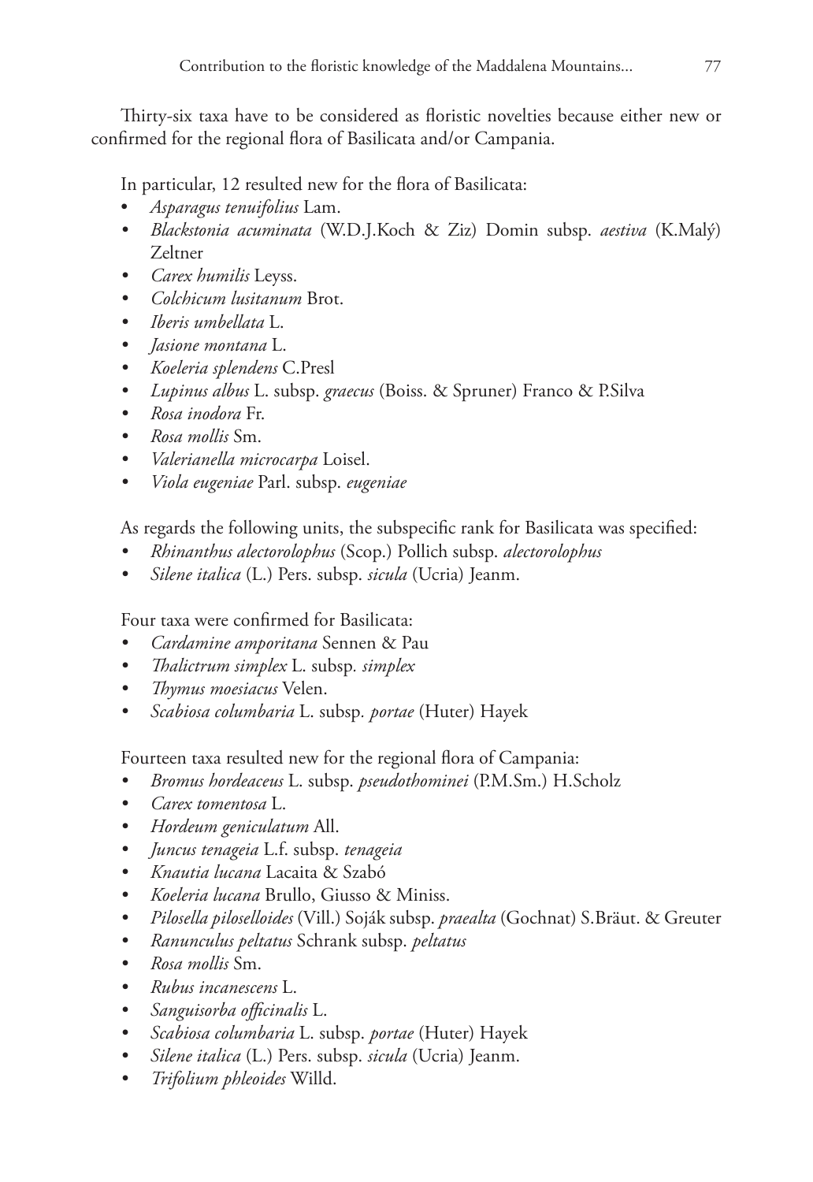Thirty-six taxa have to be considered as floristic novelties because either new or confirmed for the regional flora of Basilicata and/or Campania.

In particular, 12 resulted new for the flora of Basilicata:

- *Asparagus tenuifolius* Lam.
- *Blackstonia acuminata* (W.D.J.Koch & Ziz) Domin subsp. *aestiva* (K.Malý) Zeltner
- *Carex humilis* Leyss.
- *Colchicum lusitanum* Brot.
- *Iberis umbellata* L.
- *Jasione montana* L.
- *Koeleria splendens* C.Presl
- *Lupinus albus* L. subsp. *graecus* (Boiss. & Spruner) Franco & P.Silva
- *Rosa inodora* Fr.
- *Rosa mollis* Sm.
- *Valerianella microcarpa* Loisel.
- *Viola eugeniae* Parl. subsp. *eugeniae*

As regards the following units, the subspecific rank for Basilicata was specified:

- *Rhinanthus alectorolophus* (Scop.) Pollich subsp. *alectorolophus*
- *Silene italica* (L.) Pers. subsp. *sicula* (Ucria) Jeanm.

Four taxa were confirmed for Basilicata:

- *Cardamine amporitana* Sennen & Pau
- *Thalictrum simplex* L. subsp. *simplex*
- *Thymus moesiacus* Velen.
- *Scabiosa columbaria* L. subsp. *portae* (Huter) Hayek

Fourteen taxa resulted new for the regional flora of Campania:

- *Bromus hordeaceus* L. subsp. *pseudothominei* (P.M.Sm.) H.Scholz
- *Carex tomentosa* L.
- *Hordeum geniculatum* All.
- *Juncus tenageia* L.f. subsp. *tenageia*
- *Knautia lucana* Lacaita & Szabó
- *Koeleria lucana* Brullo, Giusso & Miniss.
- *Pilosella piloselloides* (Vill.) Soják subsp. *praealta* (Gochnat) S.Bräut. & Greuter
- *Ranunculus peltatus* Schrank subsp. *peltatus*
- *Rosa mollis* Sm.
- *Rubus incanescens* L.
- *Sanguisorba officinalis* L.
- *Scabiosa columbaria* L. subsp. *portae* (Huter) Hayek
- *Silene italica* (L.) Pers. subsp. *sicula* (Ucria) Jeanm.
- *Trifolium phleoides* Willd.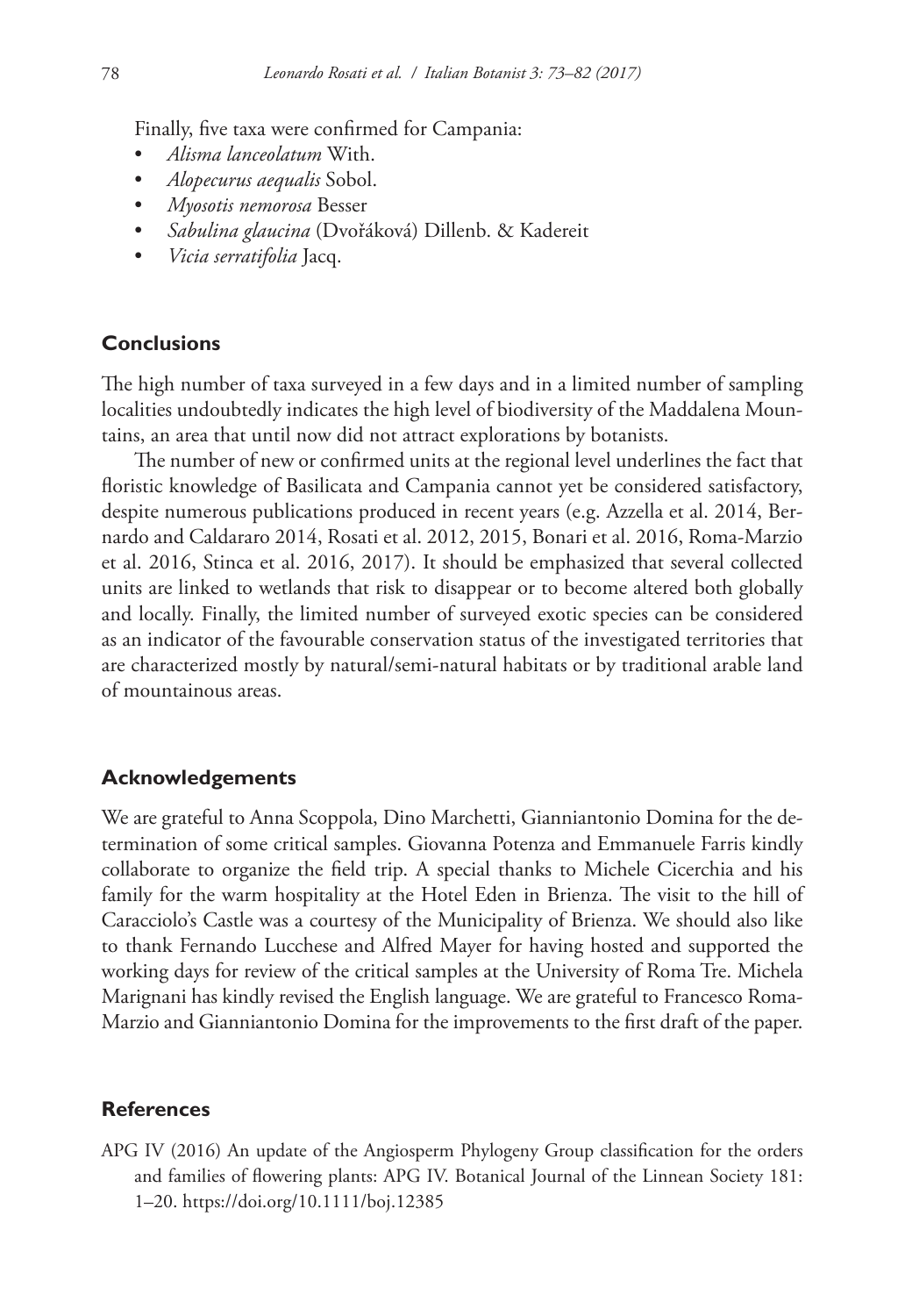Finally, five taxa were confirmed for Campania:

- *Alisma lanceolatum* With.
- *Alopecurus aequalis* Sobol.
- *Myosotis nemorosa* Besser
- *Sabulina glaucina* (Dvořáková) Dillenb. & Kadereit
- *Vicia serratifolia* Jacq.

## Conclusions

The high number of taxa surveyed in a few days and in a limited number of sampling localities undoubtedly indicates the high level of biodiversity of the Maddalena Mountains, an area that until now did not attract explorations by botanists.

The number of new or confirmed units at the regional level underlines the fact that floristic knowledge of Basilicata and Campania cannot yet be considered satisfactory, despite numerous publications produced in recent years (e.g. Azzella et al. 2014, Bernardo and Caldararo 2014, Rosati et al. 2012, 2015, Bonari et al. 2016, Roma-Marzio et al. 2016, Stinca et al. 2016, 2017). It should be emphasized that several collected units are linked to wetlands that risk to disappear or to become altered both globally and locally. Finally, the limited number of surveyed exotic species can be considered as an indicator of the favourable conservation status of the investigated territories that are characterized mostly by natural/semi-natural habitats or by traditional arable land of mountainous areas.

## Acknowledgements

We are grateful to Anna Scoppola, Dino Marchetti, Gianniantonio Domina for the determination of some critical samples. Giovanna Potenza and Emmanuele Farris kindly collaborate to organize the field trip. A special thanks to Michele Cicerchia and his family for the warm hospitality at the Hotel Eden in Brienza. The visit to the hill of Caracciolo's Castle was a courtesy of the Municipality of Brienza. We should also like to thank Fernando Lucchese and Alfred Mayer for having hosted and supported the working days for review of the critical samples at the University of Roma Tre. Michela Marignani has kindly revised the English language. We are grateful to Francesco Roma-Marzio and Gianniantonio Domina for the improvements to the first draft of the paper.

## References

APG IV (2016) An update of the Angiosperm Phylogeny Group classification for the orders and families of flowering plants: APG IV. Botanical Journal of the Linnean Society 181: 1–20. https://doi.org/10.1111/boj.12385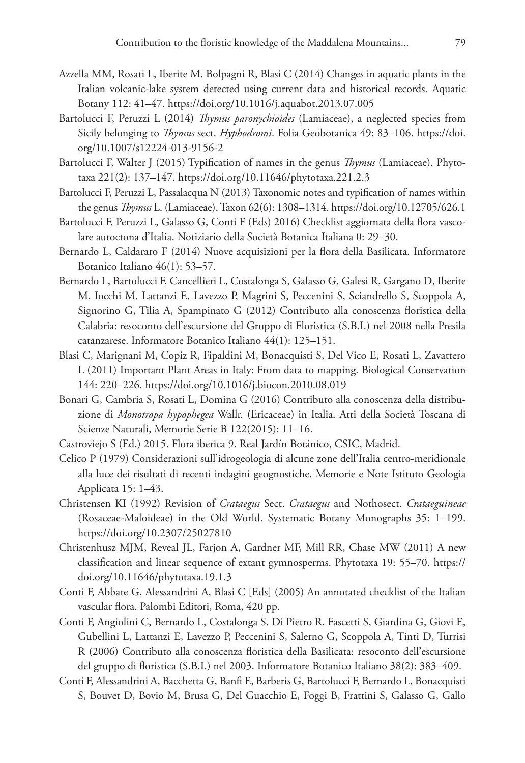Azzella MM, Rosati L, Iberite M, Bolpagni R, Blasi C (2014) Changes in aquatic plants in the Italian volcanic-lake system detected using current data and historical records. Aquatic Botany 112: 41–47. https://doi.org/10.1016/j.aquabot.2013.07.005

Bartolucci F, Peruzzi L (2014) *Thymus paronychioides* (Lamiaceae), a neglected species from Sicily belonging to *Thymus* sect. *Hyphodromi*. Folia Geobotanica 49: 83–106. https://doi.org/10.1007/s12224-013-9156-2

Bartolucci F, Walter J (2015) Typification of names in the genus *Thymus* (Lamiaceae). Phytotaxa 221(2): 137–147. https://doi.org/10.11646/phytotaxa.221.2.3

Bartolucci F, Peruzzi L, Passalacqua N (2013) Taxonomic notes and typification of names within the genus *Thymus* L. (Lamiaceae). Taxon 62(6): 1308–1314. https://doi.org/10.12705/626.1

Bartolucci F, Peruzzi L, Galasso G, Conti F (Eds) 2016) Checklist aggiornata della flora vascolare autoctona d'Italia. Notiziario della Società Botanica Italiana 0: 29–30.

Bernardo L, Caldararo F (2014) Nuove acquisizioni per la flora della Basilicata. Informatore Botanico Italiano 46(1): 53–57.

Bernardo L, Bartolucci F, Cancellieri L, Costalonga S, Galasso G, Galesi R, Gargano D, Iberite M, Iocchi M, Lattanzi E, Lavezzo P, Magrini S, Peccenini S, Sciandrello S, Scoppola A, Signorino G, Tilia A, Spampinato G (2012) Contributo alla conoscenza floristica della Calabria: resoconto dell'escursione del Gruppo di Floristica (S.B.I.) nel 2008 nella Presila catanzarese. Informatore Botanico Italiano 44(1): 125–151.

Blasi C, Marignani M, Copiz R, Fipaldini M, Bonacquisti S, Del Vico E, Rosati L, Zavattero L (2011) Important Plant Areas in Italy: From data to mapping. Biological Conservation 144: 220–226. https://doi.org/10.1016/j.biocon.2010.08.019

Bonari G, Cambria S, Rosati L, Domina G (2016) Contributo alla conoscenza della distribuzione di *Monotropa hypophegea* Wallr. (Ericaceae) in Italia. Atti della Società Toscana di Scienze Naturali, Memorie Serie B 122(2015): 11–16.

Castroviejo S (Ed.) 2015. Flora iberica 9. Real Jardín Botánico, CSIC, Madrid.

Celico P (1979) Considerazioni sull'idrogeologia di alcune zone dell'Italia centro-meridionale alla luce dei risultati di recenti indagini geognostiche. Memorie e Note Istituto Geologia Applicata 15: 1–43.

Christensen KI (1992) Revision of *Crataegus* Sect. *Crataegus* and Nothosect. *Crataeguineae* (Rosaceae-Maloideae) in the Old World. Systematic Botany Monographs 35: 1–199. https://doi.org/10.2307/25027810

Christenhusz MJM, Reveal JL, Farjon A, Gardner MF, Mill RR, Chase MW (2011) A new classification and linear sequence of extant gymnosperms. Phytotaxa 19: 55–70. https://doi.org/10.11646/phytotaxa.19.1.3

Conti F, Abbate G, Alessandrini A, Blasi C [Eds] (2005) An annotated checklist of the Italian vascular flora. Palombi Editori, Roma, 420 pp.

Conti F, Angiolini C, Bernardo L, Costalonga S, Di Pietro R, Fascetti S, Giardina G, Giovi E, Gubellini L, Lattanzi E, Lavezzo P, Peccenini S, Salerno G, Scoppola A, Tinti D, Turrisi R (2006) Contributo alla conoscenza floristica della Basilicata: resoconto dell'escursione del gruppo di floristica (S.B.I.) nel 2003. Informatore Botanico Italiano 38(2): 383–409.

Conti F, Alessandrini A, Bacchetta G, Banfi E, Barberis G, Bartolucci F, Bernardo L, Bonacquisti S, Bouvet D, Bovio M, Brusa G, Del Guacchio E, Foggi B, Frattini S, Galasso G, Gallo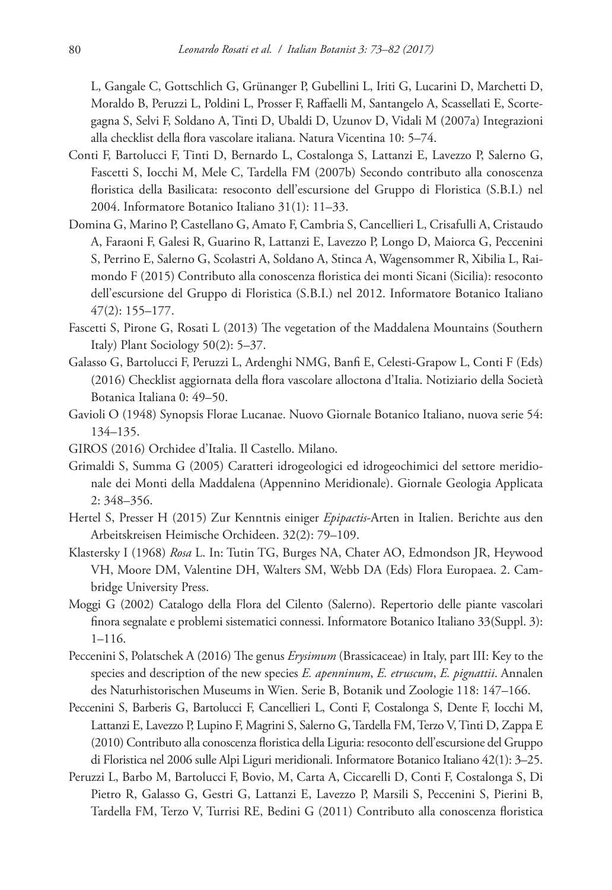L, Gangale C, Gottschlich G, Grünanger P, Gubellini L, Iriti G, Lucarini D, Marchetti D, Moraldo B, Peruzzi L, Poldini L, Prosser F, Raffaelli M, Santangelo A, Scassellati E, Scortegagna S, Selvi F, Soldano A, Tinti D, Ubaldi D, Uzunov D, Vidali M (2007a) Integrazioni alla checklist della flora vascolare italiana. Natura Vicentina 10: 5–74.

Conti F, Bartolucci F, Tinti D, Bernardo L, Costalonga S, Lattanzi E, Lavezzo P, Salerno G, Fascetti S, Iocchi M, Mele C, Tardella FM (2007b) Secondo contributo alla conoscenza floristica della Basilicata: resoconto dell'escursione del Gruppo di Floristica (S.B.I.) nel 2004. Informatore Botanico Italiano 31(1): 11–33.

Domina G, Marino P, Castellano G, Amato F, Cambria S, Cancellieri L, Crisafulli A, Cristaudo A, Faraoni F, Galesi R, Guarino R, Lattanzi E, Lavezzo P, Longo D, Maiorca G, Peccenini S, Perrino E, Salerno G, Scolastri A, Soldano A, Stinca A, Wagensommer R, Xibilia L, Raimondo F (2015) Contributo alla conoscenza floristica dei monti Sicani (Sicilia): resoconto dell'escursione del Gruppo di Floristica (S.B.I.) nel 2012. Informatore Botanico Italiano 47(2): 155–177.

Fascetti S, Pirone G, Rosati L (2013) The vegetation of the Maddalena Mountains (Southern Italy) Plant Sociology 50(2): 5–37.

Galasso G, Bartolucci F, Peruzzi L, Ardenghi NMG, Banfi E, Celesti-Grapow L, Conti F (Eds) (2016) Checklist aggiornata della flora vascolare alloctona d'Italia. Notiziario della Società Botanica Italiana 0: 49–50.

Gavioli O (1948) Synopsis Florae Lucanae. Nuovo Giornale Botanico Italiano, nuova serie 54: 134–135.

GIROS (2016) Orchidee d'Italia. Il Castello. Milano.

Grimaldi S, Summa G (2005) Caratteri idrogeologici ed idrogeochimici del settore meridionale dei Monti della Maddalena (Appennino Meridionale). Giornale Geologia Applicata 2: 348–356.

Hertel S, Presser H (2015) Zur Kenntnis einiger *Epipactis*-Arten in Italien. Berichte aus den Arbeitskreisen Heimische Orchideen. 32(2): 79–109.

Klastersky I (1968) *Rosa* L. In: Tutin TG, Burges NA, Chater AO, Edmondson JR, Heywood VH, Moore DM, Valentine DH, Walters SM, Webb DA (Eds) Flora Europaea. 2. Cambridge University Press.

Moggi G (2002) Catalogo della Flora del Cilento (Salerno). Repertorio delle piante vascolari finora segnalate e problemi sistematici connessi. Informatore Botanico Italiano 33(Suppl. 3): 1–116.

Peccenini S, Polatschek A (2016) The genus *Erysimum* (Brassicaceae) in Italy, part III: Key to the species and description of the new species *E. apenninum*, *E. etruscum*, *E. pignattii*. Annalen des Naturhistorischen Museums in Wien. Serie B, Botanik und Zoologie 118: 147–166.

Peccenini S, Barberis G, Bartolucci F, Cancellieri L, Conti F, Costalonga S, Dente F, Iocchi M, Lattanzi E, Lavezzo P, Lupino F, Magrini S, Salerno G, Tardella FM, Terzo V, Tinti D, Zappa E (2010) Contributo alla conoscenza floristica della Liguria: resoconto dell'escursione del Gruppo di Floristica nel 2006 sulle Alpi Liguri meridionali. Informatore Botanico Italiano 42(1): 3–25.

Peruzzi L, Barbo M, Bartolucci F, Bovio, M, Carta A, Ciccarelli D, Conti F, Costalonga S, Di Pietro R, Galasso G, Gestri G, Lattanzi E, Lavezzo P, Marsili S, Peccenini S, Pierini B, Tardella FM, Terzo V, Turrisi RE, Bedini G (2011) Contributo alla conoscenza floristica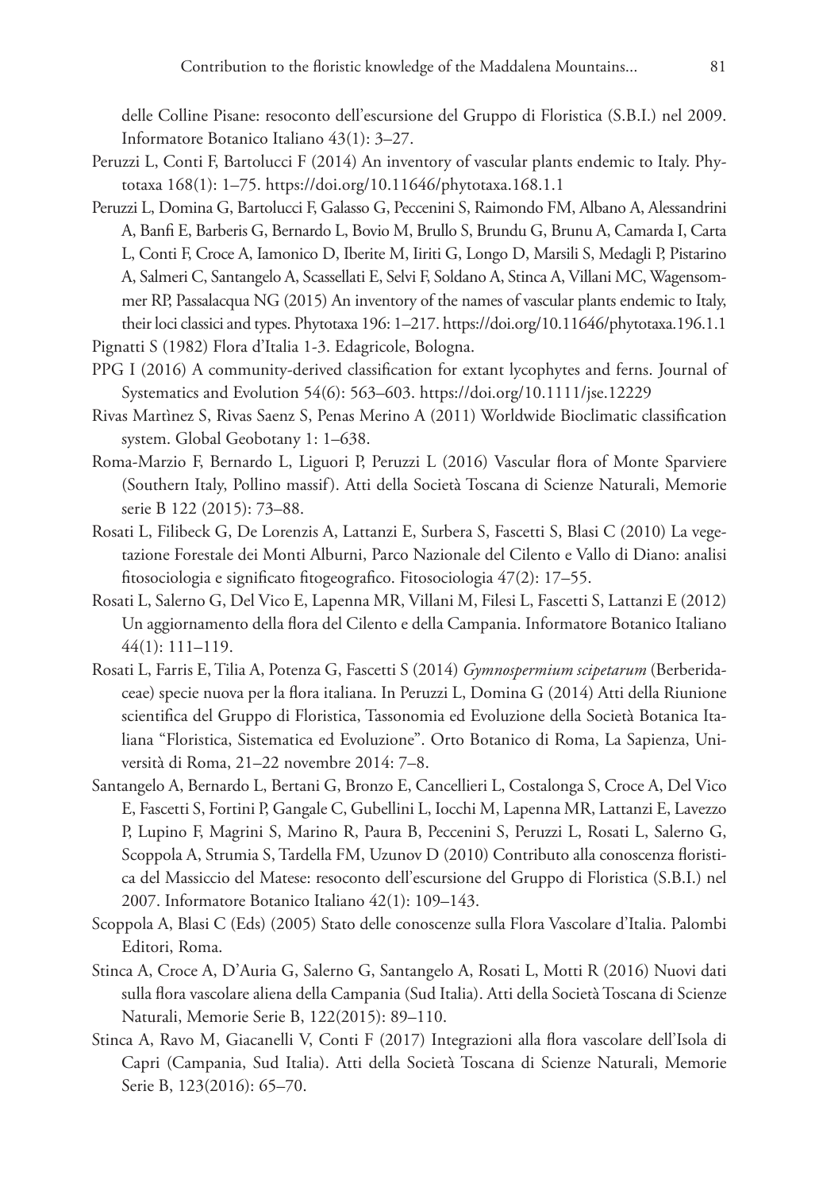delle Colline Pisane: resoconto dell'escursione del Gruppo di Floristica (S.B.I.) nel 2009. Informatore Botanico Italiano 43(1): 3–27.

Peruzzi L, Conti F, Bartolucci F (2014) An inventory of vascular plants endemic to Italy. Phytotaxa 168(1): 1–75. https://doi.org/10.11646/phytotaxa.168.1.1

Peruzzi L, Domina G, Bartolucci F, Galasso G, Peccenini S, Raimondo FM, Albano A, Alessandrini A, Banfi E, Barberis G, Bernardo L, Bovio M, Brullo S, Brundu G, Brunu A, Camarda I, Carta L, Conti F, Croce A, Iamonico D, Iberite M, Iiriti G, Longo D, Marsili S, Medagli P, Pistarino A, Salmeri C, Santangelo A, Scassellati E, Selvi F, Soldano A, Stinca A, Villani MC, Wagensommer RP, Passalacqua NG (2015) An inventory of the names of vascular plants endemic to Italy, their loci classici and types. Phytotaxa 196: 1–217. https://doi.org/10.11646/phytotaxa.196.1.1

Pignatti S (1982) Flora d'Italia 1-3. Edagricole, Bologna.

PPG I (2016) A community-derived classification for extant lycophytes and ferns. Journal of Systematics and Evolution 54(6): 563–603. https://doi.org/10.1111/jse.12229

Rivas Martìnez S, Rivas Saenz S, Penas Merino A (2011) Worldwide Bioclimatic classification system. Global Geobotany 1: 1–638.

Roma-Marzio F, Bernardo L, Liguori P, Peruzzi L (2016) Vascular flora of Monte Sparviere (Southern Italy, Pollino massif). Atti della Società Toscana di Scienze Naturali, Memorie serie B 122 (2015): 73–88.

Rosati L, Filibeck G, De Lorenzis A, Lattanzi E, Surbera S, Fascetti S, Blasi C (2010) La vegetazione Forestale dei Monti Alburni, Parco Nazionale del Cilento e Vallo di Diano: analisi fitosociologia e significato fitogeografico. Fitosociologia 47(2): 17–55.

Rosati L, Salerno G, Del Vico E, Lapenna MR, Villani M, Filesi L, Fascetti S, Lattanzi E (2012) Un aggiornamento della flora del Cilento e della Campania. Informatore Botanico Italiano 44(1): 111–119.

Rosati L, Farris E, Tilia A, Potenza G, Fascetti S (2014) *Gymnospermium scipetarum* (Berberidaceae) specie nuova per la flora italiana. In Peruzzi L, Domina G (2014) Atti della Riunione scientifica del Gruppo di Floristica, Tassonomia ed Evoluzione della Società Botanica Italiana "Floristica, Sistematica ed Evoluzione". Orto Botanico di Roma, La Sapienza, Università di Roma, 21–22 novembre 2014: 7–8.

Santangelo A, Bernardo L, Bertani G, Bronzo E, Cancellieri L, Costalonga S, Croce A, Del Vico E, Fascetti S, Fortini P, Gangale C, Gubellini L, Iocchi M, Lapenna MR, Lattanzi E, Lavezzo P, Lupino F, Magrini S, Marino R, Paura B, Peccenini S, Peruzzi L, Rosati L, Salerno G, Scoppola A, Strumia S, Tardella FM, Uzunov D (2010) Contributo alla conoscenza floristica del Massiccio del Matese: resoconto dell'escursione del Gruppo di Floristica (S.B.I.) nel 2007. Informatore Botanico Italiano 42(1): 109–143.

Scoppola A, Blasi C (Eds) (2005) Stato delle conoscenze sulla Flora Vascolare d'Italia. Palombi Editori, Roma.

Stinca A, Croce A, D'Auria G, Salerno G, Santangelo A, Rosati L, Motti R (2016) Nuovi dati sulla flora vascolare aliena della Campania (Sud Italia). Atti della Società Toscana di Scienze Naturali, Memorie Serie B, 122(2015): 89–110.

Stinca A, Ravo M, Giacanelli V, Conti F (2017) Integrazioni alla flora vascolare dell'Isola di Capri (Campania, Sud Italia). Atti della Società Toscana di Scienze Naturali, Memorie Serie B, 123(2016): 65–70.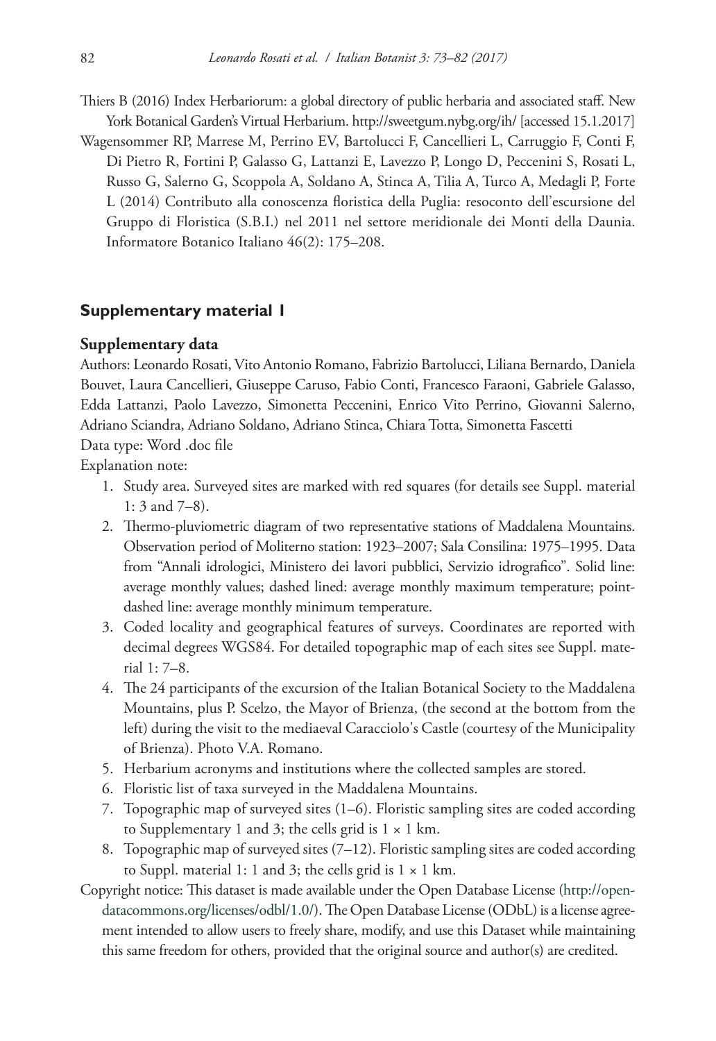Thiers B (2016) Index Herbariorum: a global directory of public herbaria and associated staff. New York Botanical Garden's Virtual Herbarium. http://sweetgum.nybg.org/ih/ [accessed 15.1.2017]

Wagensommer RP, Marrese M, Perrino EV, Bartolucci F, Cancellieri L, Carruggio F, Conti F, Di Pietro R, Fortini P, Galasso G, Lattanzi E, Lavezzo P, Longo D, Peccenini S, Rosati L, Russo G, Salerno G, Scoppola A, Soldano A, Stinca A, Tilia A, Turco A, Medagli P, Forte L (2014) Contributo alla conoscenza floristica della Puglia: resoconto dell'escursione del Gruppo di Floristica (S.B.I.) nel 2011 nel settore meridionale dei Monti della Daunia. Informatore Botanico Italiano 46(2): 175–208.

## Supplementary material 1

### Supplementary data

Authors: Leonardo Rosati, Vito Antonio Romano, Fabrizio Bartolucci, Liliana Bernardo, Daniela Bouvet, Laura Cancellieri, Giuseppe Caruso, Fabio Conti, Francesco Faraoni, Gabriele Galasso, Edda Lattanzi, Paolo Lavezzo, Simonetta Peccenini, Enrico Vito Perrino, Giovanni Salerno, Adriano Sciandra, Adriano Soldano, Adriano Stinca, Chiara Totta, Simonetta Fascetti

Data type: Word .doc file

Explanation note:

1. Study area. Surveyed sites are marked with red squares (for details see Suppl. material 1: 3 and 7–8).
2. Thermo-pluviometric diagram of two representative stations of Maddalena Mountains. Observation period of Moliterno station: 1923–2007; Sala Consilina: 1975–1995. Data from "Annali idrologici, Ministero dei lavori pubblici, Servizio idrografico". Solid line: average monthly values; dashed lined: average monthly maximum temperature; point-dashed line: average monthly minimum temperature.
3. Coded locality and geographical features of surveys. Coordinates are reported with decimal degrees WGS84. For detailed topographic map of each sites see Suppl. material 1: 7–8.
4. The 24 participants of the excursion of the Italian Botanical Society to the Maddalena Mountains, plus P. Scelzo, the Mayor of Brienza, (the second at the bottom from the left) during the visit to the mediaeval Caracciolo's Castle (courtesy of the Municipality of Brienza). Photo V.A. Romano.
5. Herbarium acronyms and institutions where the collected samples are stored.
6. Floristic list of taxa surveyed in the Maddalena Mountains.
7. Topographic map of surveyed sites (1–6). Floristic sampling sites are coded according to Supplementary 1 and 3; the cells grid is 1 × 1 km.
8. Topographic map of surveyed sites (7–12). Floristic sampling sites are coded according to Suppl. material 1: 1 and 3; the cells grid is 1 × 1 km.

Copyright notice: This dataset is made available under the Open Database License (http://opendatacommons.org/licenses/odbl/1.0/). The Open Database License (ODbL) is a license agreement intended to allow users to freely share, modify, and use this Dataset while maintaining this same freedom for others, provided that the original source and author(s) are credited.